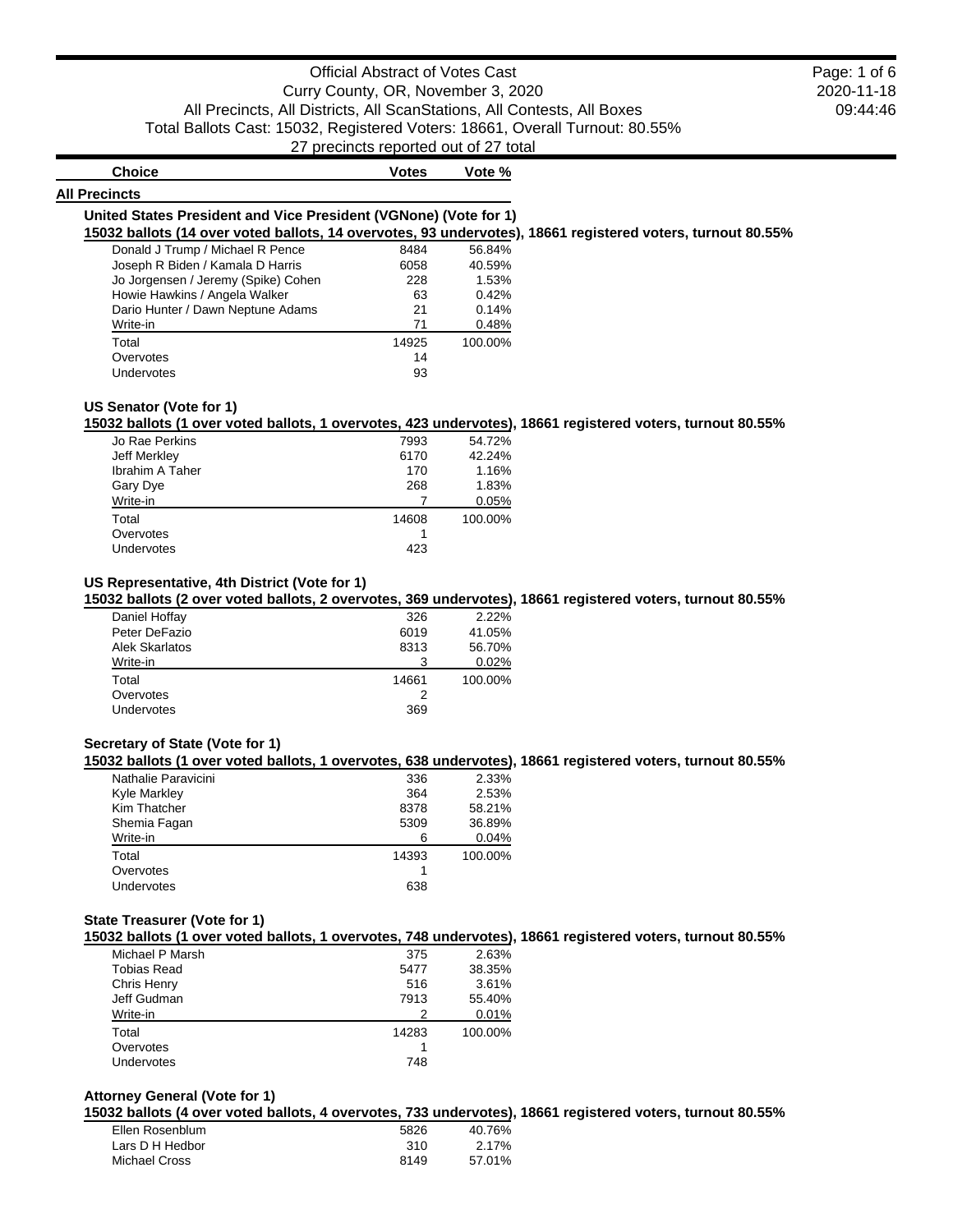# Official Abstract of Votes Cast

Curry County, OR, November 3, 2020

All Precincts, All Districts, All ScanStations, All Contests, All Boxes

Total Ballots Cast: 15032, Registered Voters: 18661, Overall Turnout: 80.55%

27 precincts reported out of 27 total

2020-11-18 09:44:46

## All Precincts

### United States President and Vice President (VGNone) (Vote for 1)

**15032 ballots (14 over voted ballots, 14 overvotes, 93 undervotes), 18661 registered voters, turnout 80.55%**

| Choice | Votes | Vote % |
|---|---|---|
| Donald J Trump / Michael R Pence | 8484 | 56.84% |
| Joseph R Biden / Kamala D Harris | 6058 | 40.59% |
| Jo Jorgensen / Jeremy (Spike) Cohen | 228 | 1.53% |
| Howie Hawkins / Angela Walker | 63 | 0.42% |
| Dario Hunter / Dawn Neptune Adams | 21 | 0.14% |
| Write-in | 71 | 0.48% |
| Total | 14925 | 100.00% |
| Overvotes | 14 | |
| Undervotes | 93 | |

### US Senator (Vote for 1)

**15032 ballots (1 over voted ballots, 1 overvotes, 423 undervotes), 18661 registered voters, turnout 80.55%**

| Choice | Votes | Vote % |
|---|---|---|
| Jo Rae Perkins | 7993 | 54.72% |
| Jeff Merkley | 6170 | 42.24% |
| Ibrahim A Taher | 170 | 1.16% |
| Gary Dye | 268 | 1.83% |
| Write-in | 7 | 0.05% |
| Total | 14608 | 100.00% |
| Overvotes | 1 | |
| Undervotes | 423 | |

### US Representative, 4th District (Vote for 1)

**15032 ballots (2 over voted ballots, 2 overvotes, 369 undervotes), 18661 registered voters, turnout 80.55%**

| Choice | Votes | Vote % |
|---|---|---|
| Daniel Hoffay | 326 | 2.22% |
| Peter DeFazio | 6019 | 41.05% |
| Alek Skarlatos | 8313 | 56.70% |
| Write-in | 3 | 0.02% |
| Total | 14661 | 100.00% |
| Overvotes | 2 | |
| Undervotes | 369 | |

### Secretary of State (Vote for 1)

**15032 ballots (1 over voted ballots, 1 overvotes, 638 undervotes), 18661 registered voters, turnout 80.55%**

| Choice | Votes | Vote % |
|---|---|---|
| Nathalie Paravicini | 336 | 2.33% |
| Kyle Markley | 364 | 2.53% |
| Kim Thatcher | 8378 | 58.21% |
| Shemia Fagan | 5309 | 36.89% |
| Write-in | 6 | 0.04% |
| Total | 14393 | 100.00% |
| Overvotes | 1 | |
| Undervotes | 638 | |

### State Treasurer (Vote for 1)

**15032 ballots (1 over voted ballots, 1 overvotes, 748 undervotes), 18661 registered voters, turnout 80.55%**

| Choice | Votes | Vote % |
|---|---|---|
| Michael P Marsh | 375 | 2.63% |
| Tobias Read | 5477 | 38.35% |
| Chris Henry | 516 | 3.61% |
| Jeff Gudman | 7913 | 55.40% |
| Write-in | 2 | 0.01% |
| Total | 14283 | 100.00% |
| Overvotes | 1 | |
| Undervotes | 748 | |

### Attorney General (Vote for 1)

**15032 ballots (4 over voted ballots, 4 overvotes, 733 undervotes), 18661 registered voters, turnout 80.55%**

| Choice | Votes | Vote % |
|---|---|---|
| Ellen Rosenblum | 5826 | 40.76% |
| Lars D H Hedbor | 310 | 2.17% |
| Michael Cross | 8149 | 57.01% |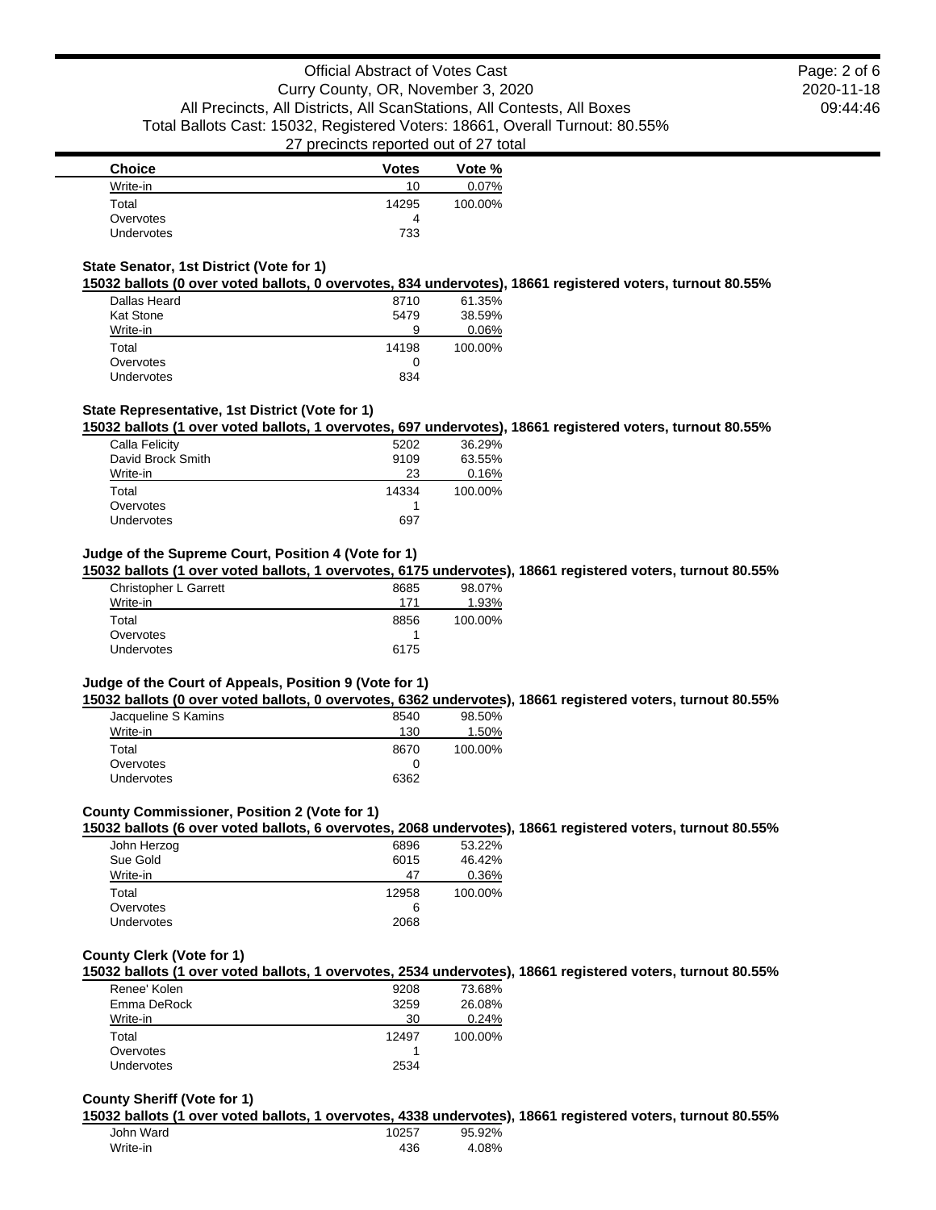| Choice | Votes | Vote % |
|---|---|---|
| Write-in | 10 | 0.07% |
| Total | 14295 | 100.00% |
| Overvotes | 4 | |
| Undervotes | 733 | |

### State Senator, 1st District (Vote for 1)

**15032 ballots (0 over voted ballots, 0 overvotes, 834 undervotes), 18661 registered voters, turnout 80.55%**

| Choice | Votes | Vote % |
|---|---|---|
| Dallas Heard | 8710 | 61.35% |
| Kat Stone | 5479 | 38.59% |
| Write-in | 9 | 0.06% |
| Total | 14198 | 100.00% |
| Overvotes | 0 | |
| Undervotes | 834 | |

### State Representative, 1st District (Vote for 1)

**15032 ballots (1 over voted ballots, 1 overvotes, 697 undervotes), 18661 registered voters, turnout 80.55%**

| Choice | Votes | Vote % |
|---|---|---|
| Calla Felicity | 5202 | 36.29% |
| David Brock Smith | 9109 | 63.55% |
| Write-in | 23 | 0.16% |
| Total | 14334 | 100.00% |
| Overvotes | 1 | |
| Undervotes | 697 | |

### Judge of the Supreme Court, Position 4 (Vote for 1)

**15032 ballots (1 over voted ballots, 1 overvotes, 6175 undervotes), 18661 registered voters, turnout 80.55%**

| Choice | Votes | Vote % |
|---|---|---|
| Christopher L Garrett | 8685 | 98.07% |
| Write-in | 171 | 1.93% |
| Total | 8856 | 100.00% |
| Overvotes | 1 | |
| Undervotes | 6175 | |

### Judge of the Court of Appeals, Position 9 (Vote for 1)

**15032 ballots (0 over voted ballots, 0 overvotes, 6362 undervotes), 18661 registered voters, turnout 80.55%**

| Choice | Votes | Vote % |
|---|---|---|
| Jacqueline S Kamins | 8540 | 98.50% |
| Write-in | 130 | 1.50% |
| Total | 8670 | 100.00% |
| Overvotes | 0 | |
| Undervotes | 6362 | |

### County Commissioner, Position 2 (Vote for 1)

**15032 ballots (6 over voted ballots, 6 overvotes, 2068 undervotes), 18661 registered voters, turnout 80.55%**

| Choice | Votes | Vote % |
|---|---|---|
| John Herzog | 6896 | 53.22% |
| Sue Gold | 6015 | 46.42% |
| Write-in | 47 | 0.36% |
| Total | 12958 | 100.00% |
| Overvotes | 6 | |
| Undervotes | 2068 | |

### County Clerk (Vote for 1)

**15032 ballots (1 over voted ballots, 1 overvotes, 2534 undervotes), 18661 registered voters, turnout 80.55%**

| Choice | Votes | Vote % |
|---|---|---|
| Renee' Kolen | 9208 | 73.68% |
| Emma DeRock | 3259 | 26.08% |
| Write-in | 30 | 0.24% |
| Total | 12497 | 100.00% |
| Overvotes | 1 | |
| Undervotes | 2534 | |

### County Sheriff (Vote for 1)

**15032 ballots (1 over voted ballots, 1 overvotes, 4338 undervotes), 18661 registered voters, turnout 80.55%**

| Choice | Votes | Vote % |
|---|---|---|
| John Ward | 10257 | 95.92% |
| Write-in | 436 | 4.08% |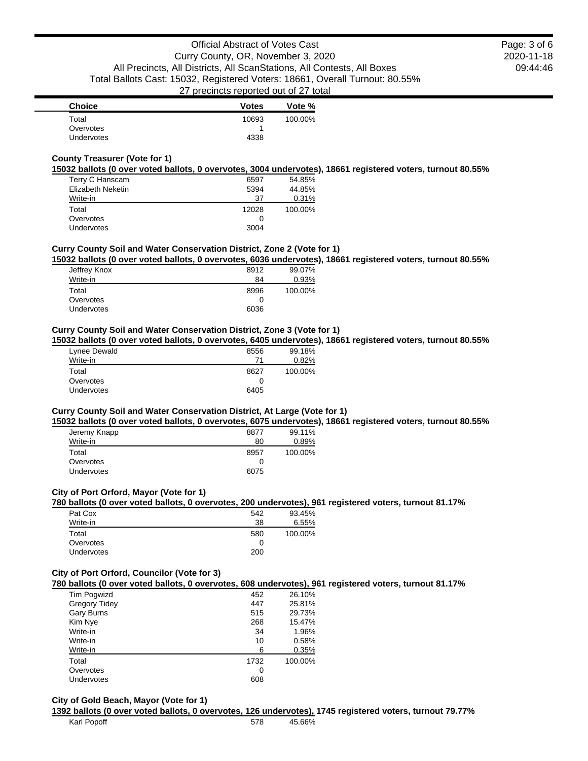| Choice | Votes | Vote % |
|---|---|---|
| Total | 10693 | 100.00% |
| Overvotes | 1 | |
| Undervotes | 4338 | |

### County Treasurer (Vote for 1)

**15032 ballots (0 over voted ballots, 0 overvotes, 3004 undervotes), 18661 registered voters, turnout 80.55%**

| Choice | Votes | Vote % |
|---|---|---|
| Terry C Hanscam | 6597 | 54.85% |
| Elizabeth Neketin | 5394 | 44.85% |
| Write-in | 37 | 0.31% |
| Total | 12028 | 100.00% |
| Overvotes | 0 | |
| Undervotes | 3004 | |

### Curry County Soil and Water Conservation District, Zone 2 (Vote for 1)

**15032 ballots (0 over voted ballots, 0 overvotes, 6036 undervotes), 18661 registered voters, turnout 80.55%**

| Choice | Votes | Vote % |
|---|---|---|
| Jeffrey Knox | 8912 | 99.07% |
| Write-in | 84 | 0.93% |
| Total | 8996 | 100.00% |
| Overvotes | 0 | |
| Undervotes | 6036 | |

### Curry County Soil and Water Conservation District, Zone 3 (Vote for 1)

**15032 ballots (0 over voted ballots, 0 overvotes, 6405 undervotes), 18661 registered voters, turnout 80.55%**

| Choice | Votes | Vote % |
|---|---|---|
| Lynee Dewald | 8556 | 99.18% |
| Write-in | 71 | 0.82% |
| Total | 8627 | 100.00% |
| Overvotes | 0 | |
| Undervotes | 6405 | |

### Curry County Soil and Water Conservation District, At Large (Vote for 1)

**15032 ballots (0 over voted ballots, 0 overvotes, 6075 undervotes), 18661 registered voters, turnout 80.55%**

| Choice | Votes | Vote % |
|---|---|---|
| Jeremy Knapp | 8877 | 99.11% |
| Write-in | 80 | 0.89% |
| Total | 8957 | 100.00% |
| Overvotes | 0 | |
| Undervotes | 6075 | |

### City of Port Orford, Mayor (Vote for 1)

**780 ballots (0 over voted ballots, 0 overvotes, 200 undervotes), 961 registered voters, turnout 81.17%**

| Choice | Votes | Vote % |
|---|---|---|
| Pat Cox | 542 | 93.45% |
| Write-in | 38 | 6.55% |
| Total | 580 | 100.00% |
| Overvotes | 0 | |
| Undervotes | 200 | |

### City of Port Orford, Councilor (Vote for 3)

**780 ballots (0 over voted ballots, 0 overvotes, 608 undervotes), 961 registered voters, turnout 81.17%**

| Choice | Votes | Vote % |
|---|---|---|
| Tim Pogwizd | 452 | 26.10% |
| Gregory Tidey | 447 | 25.81% |
| Gary Burns | 515 | 29.73% |
| Kim Nye | 268 | 15.47% |
| Write-in | 34 | 1.96% |
| Write-in | 10 | 0.58% |
| Write-in | 6 | 0.35% |
| Total | 1732 | 100.00% |
| Overvotes | 0 | |
| Undervotes | 608 | |

### City of Gold Beach, Mayor (Vote for 1)

**1392 ballots (0 over voted ballots, 0 overvotes, 126 undervotes), 1745 registered voters, turnout 79.77%**

| Choice | Votes | Vote % |
|---|---|---|
| Karl Popoff | 578 | 45.66% |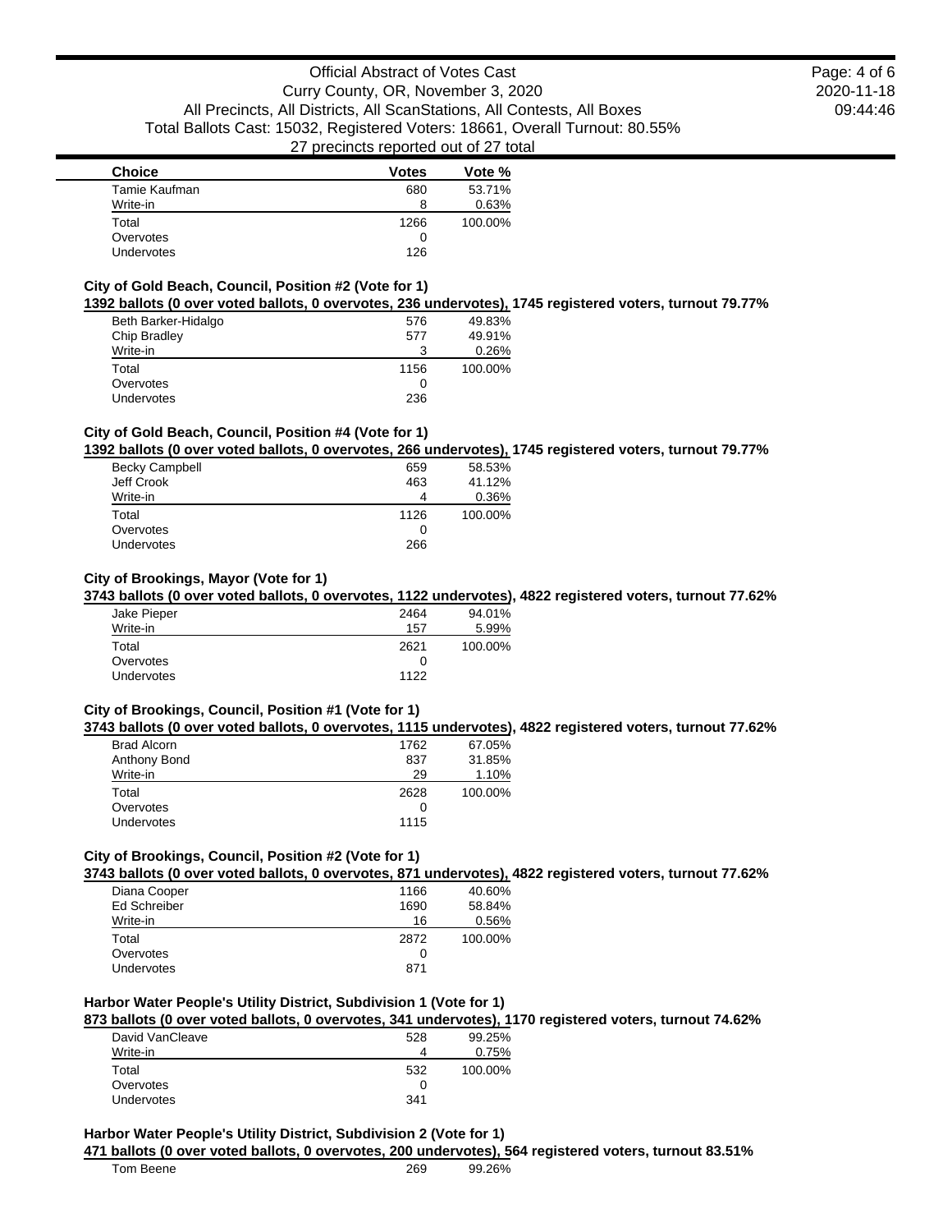| Choice | Votes | Vote % |
|---|---|---|
| Tamie Kaufman | 680 | 53.71% |
| Write-in | 8 | 0.63% |
| Total | 1266 | 100.00% |
| Overvotes | 0 | |
| Undervotes | 126 | |

### City of Gold Beach, Council, Position #2 (Vote for 1)

**1392 ballots (0 over voted ballots, 0 overvotes, 236 undervotes), 1745 registered voters, turnout 79.77%**

| Choice | Votes | Vote % |
|---|---|---|
| Beth Barker-Hidalgo | 576 | 49.83% |
| Chip Bradley | 577 | 49.91% |
| Write-in | 3 | 0.26% |
| Total | 1156 | 100.00% |
| Overvotes | 0 | |
| Undervotes | 236 | |

### City of Gold Beach, Council, Position #4 (Vote for 1)

**1392 ballots (0 over voted ballots, 0 overvotes, 266 undervotes), 1745 registered voters, turnout 79.77%**

| Choice | Votes | Vote % |
|---|---|---|
| Becky Campbell | 659 | 58.53% |
| Jeff Crook | 463 | 41.12% |
| Write-in | 4 | 0.36% |
| Total | 1126 | 100.00% |
| Overvotes | 0 | |
| Undervotes | 266 | |

### City of Brookings, Mayor (Vote for 1)

**3743 ballots (0 over voted ballots, 0 overvotes, 1122 undervotes), 4822 registered voters, turnout 77.62%**

| Choice | Votes | Vote % |
|---|---|---|
| Jake Pieper | 2464 | 94.01% |
| Write-in | 157 | 5.99% |
| Total | 2621 | 100.00% |
| Overvotes | 0 | |
| Undervotes | 1122 | |

### City of Brookings, Council, Position #1 (Vote for 1)

**3743 ballots (0 over voted ballots, 0 overvotes, 1115 undervotes), 4822 registered voters, turnout 77.62%**

| Choice | Votes | Vote % |
|---|---|---|
| Brad Alcorn | 1762 | 67.05% |
| Anthony Bond | 837 | 31.85% |
| Write-in | 29 | 1.10% |
| Total | 2628 | 100.00% |
| Overvotes | 0 | |
| Undervotes | 1115 | |

### City of Brookings, Council, Position #2 (Vote for 1)

**3743 ballots (0 over voted ballots, 0 overvotes, 871 undervotes), 4822 registered voters, turnout 77.62%**

| Choice | Votes | Vote % |
|---|---|---|
| Diana Cooper | 1166 | 40.60% |
| Ed Schreiber | 1690 | 58.84% |
| Write-in | 16 | 0.56% |
| Total | 2872 | 100.00% |
| Overvotes | 0 | |
| Undervotes | 871 | |

### Harbor Water People's Utility District, Subdivision 1 (Vote for 1)

**873 ballots (0 over voted ballots, 0 overvotes, 341 undervotes), 1170 registered voters, turnout 74.62%**

| Choice | Votes | Vote % |
|---|---|---|
| David VanCleave | 528 | 99.25% |
| Write-in | 4 | 0.75% |
| Total | 532 | 100.00% |
| Overvotes | 0 | |
| Undervotes | 341 | |

### Harbor Water People's Utility District, Subdivision 2 (Vote for 1)

**471 ballots (0 over voted ballots, 0 overvotes, 200 undervotes), 564 registered voters, turnout 83.51%**

| Choice | Votes | Vote % |
|---|---|---|
| Tom Beene | 269 | 99.26% |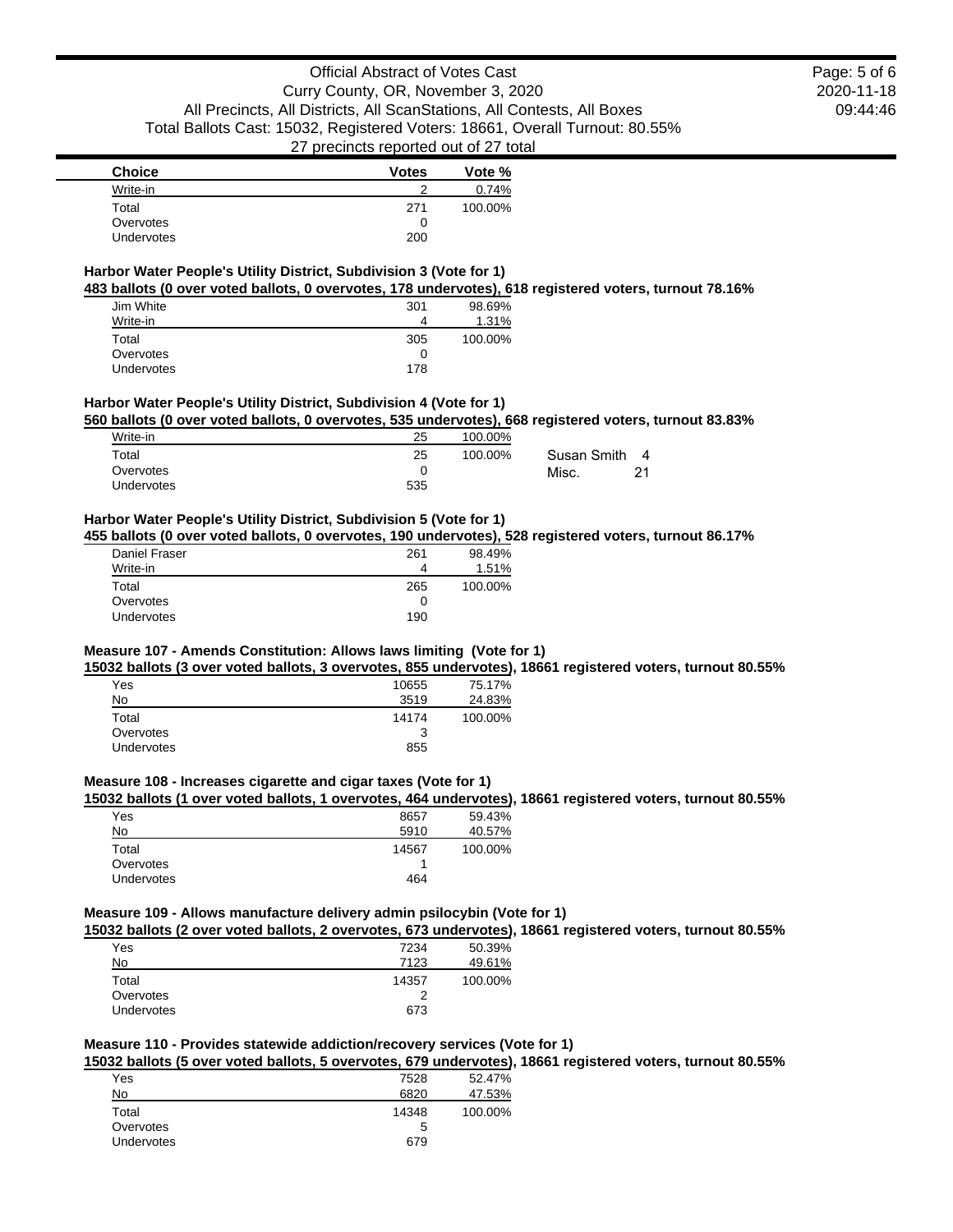| Choice | Votes | Vote % |
|---|---|---|
| Write-in | 2 | 0.74% |
| Total | 271 | 100.00% |
| Overvotes | 0 | |
| Undervotes | 200 | |

**Harbor Water People's Utility District, Subdivision 3 (Vote for 1)**

**483 ballots (0 over voted ballots, 0 overvotes, 178 undervotes), 618 registered voters, turnout 78.16%**

| Choice | Votes | Vote % |
|---|---|---|
| Jim White | 301 | 98.69% |
| Write-in | 4 | 1.31% |
| Total | 305 | 100.00% |
| Overvotes | 0 | |
| Undervotes | 178 | |

**Harbor Water People's Utility District, Subdivision 4 (Vote for 1)**

**560 ballots (0 over voted ballots, 0 overvotes, 535 undervotes), 668 registered voters, turnout 83.83%**

| Choice | Votes | Vote % |
|---|---|---|
| Write-in | 25 | 100.00% |
| Total | 25 | 100.00% |
| Overvotes | 0 | |
| Undervotes | 535 | |

Susan Smith 4
Misc. 21

**Harbor Water People's Utility District, Subdivision 5 (Vote for 1)**

**455 ballots (0 over voted ballots, 0 overvotes, 190 undervotes), 528 registered voters, turnout 86.17%**

| Choice | Votes | Vote % |
|---|---|---|
| Daniel Fraser | 261 | 98.49% |
| Write-in | 4 | 1.51% |
| Total | 265 | 100.00% |
| Overvotes | 0 | |
| Undervotes | 190 | |

**Measure 107 - Amends Constitution: Allows laws limiting (Vote for 1)**

**15032 ballots (3 over voted ballots, 3 overvotes, 855 undervotes), 18661 registered voters, turnout 80.55%**

| Choice | Votes | Vote % |
|---|---|---|
| Yes | 10655 | 75.17% |
| No | 3519 | 24.83% |
| Total | 14174 | 100.00% |
| Overvotes | 3 | |
| Undervotes | 855 | |

**Measure 108 - Increases cigarette and cigar taxes (Vote for 1)**

**15032 ballots (1 over voted ballots, 1 overvotes, 464 undervotes), 18661 registered voters, turnout 80.55%**

| Choice | Votes | Vote % |
|---|---|---|
| Yes | 8657 | 59.43% |
| No | 5910 | 40.57% |
| Total | 14567 | 100.00% |
| Overvotes | 1 | |
| Undervotes | 464 | |

**Measure 109 - Allows manufacture delivery admin psilocybin (Vote for 1)**

**15032 ballots (2 over voted ballots, 2 overvotes, 673 undervotes), 18661 registered voters, turnout 80.55%**

| Choice | Votes | Vote % |
|---|---|---|
| Yes | 7234 | 50.39% |
| No | 7123 | 49.61% |
| Total | 14357 | 100.00% |
| Overvotes | 2 | |
| Undervotes | 673 | |

**Measure 110 - Provides statewide addiction/recovery services (Vote for 1)**

**15032 ballots (5 over voted ballots, 5 overvotes, 679 undervotes), 18661 registered voters, turnout 80.55%**

| Choice | Votes | Vote % |
|---|---|---|
| Yes | 7528 | 52.47% |
| No | 6820 | 47.53% |
| Total | 14348 | 100.00% |
| Overvotes | 5 | |
| Undervotes | 679 | |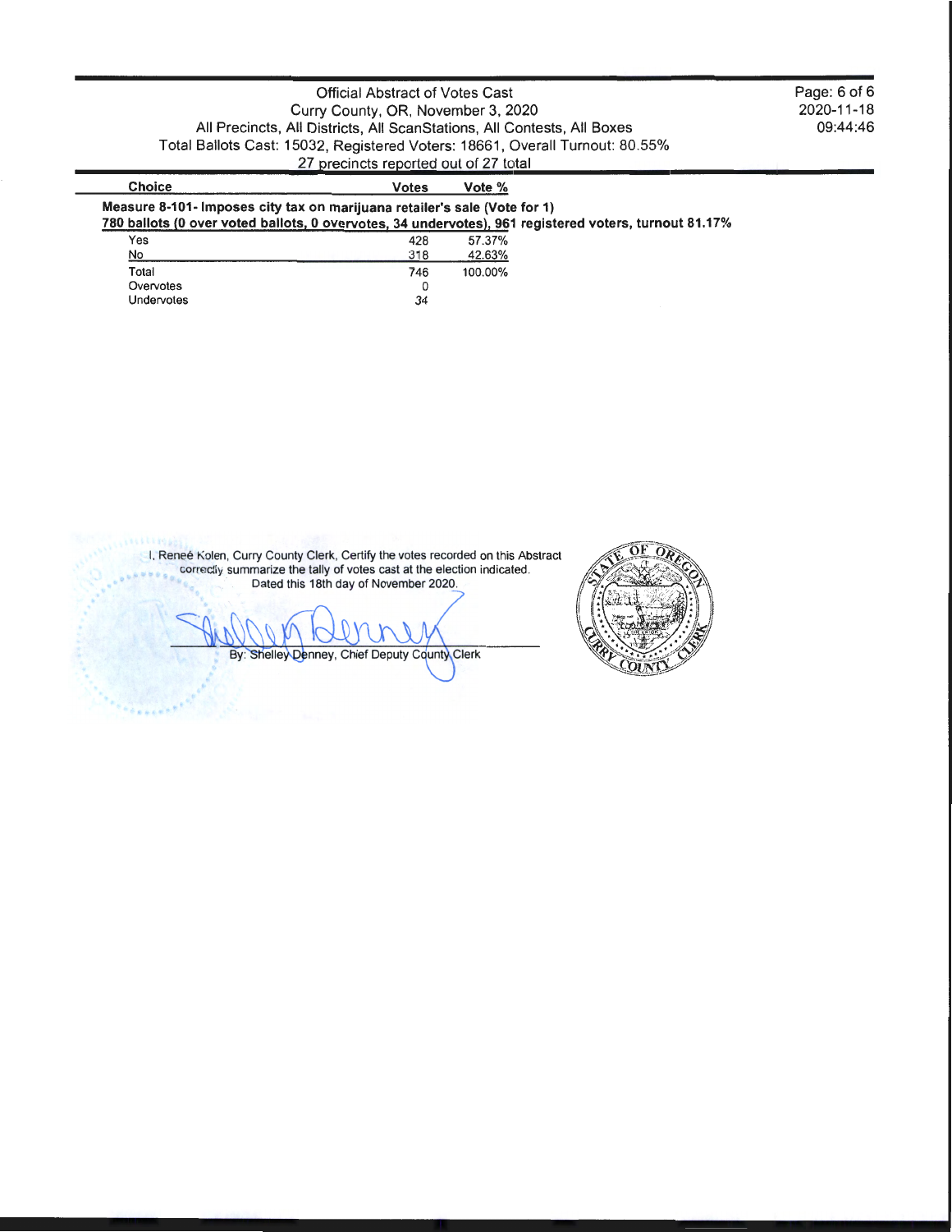Official Abstract of Votes Cast
Curry County, OR, November 3, 2020
All Precincts, All Districts, All ScanStations, All Contests, All Boxes
Total Ballots Cast: 15032, Registered Voters: 18661, Overall Turnout: 80.55%
27 precincts reported out of 27 total

| Choice | Votes | Vote % |
| --- | --- | --- |
| **Measure 8-101- Imposes city tax on marijuana retailer's sale (Vote for 1)** | | |
| **780 ballots (0 over voted ballots, 0 overvotes, 34 undervotes), 961 registered voters, turnout 81.17%** | | |
| Yes | 428 | 57.37% |
| No | 318 | 42.63% |
| Total | 746 | 100.00% |
| Overvotes | 0 | |
| Undervotes | 34 | |

I, Reneé Kolen, Curry County Clerk, Certify the votes recorded on this Abstract correctly summarize the tally of votes cast at the election indicated.
Dated this 18th day of November 2020.

By: Shelley Denney, Chief Deputy County Clerk

STATE OF OREGON CURRY COUNTY CLERK